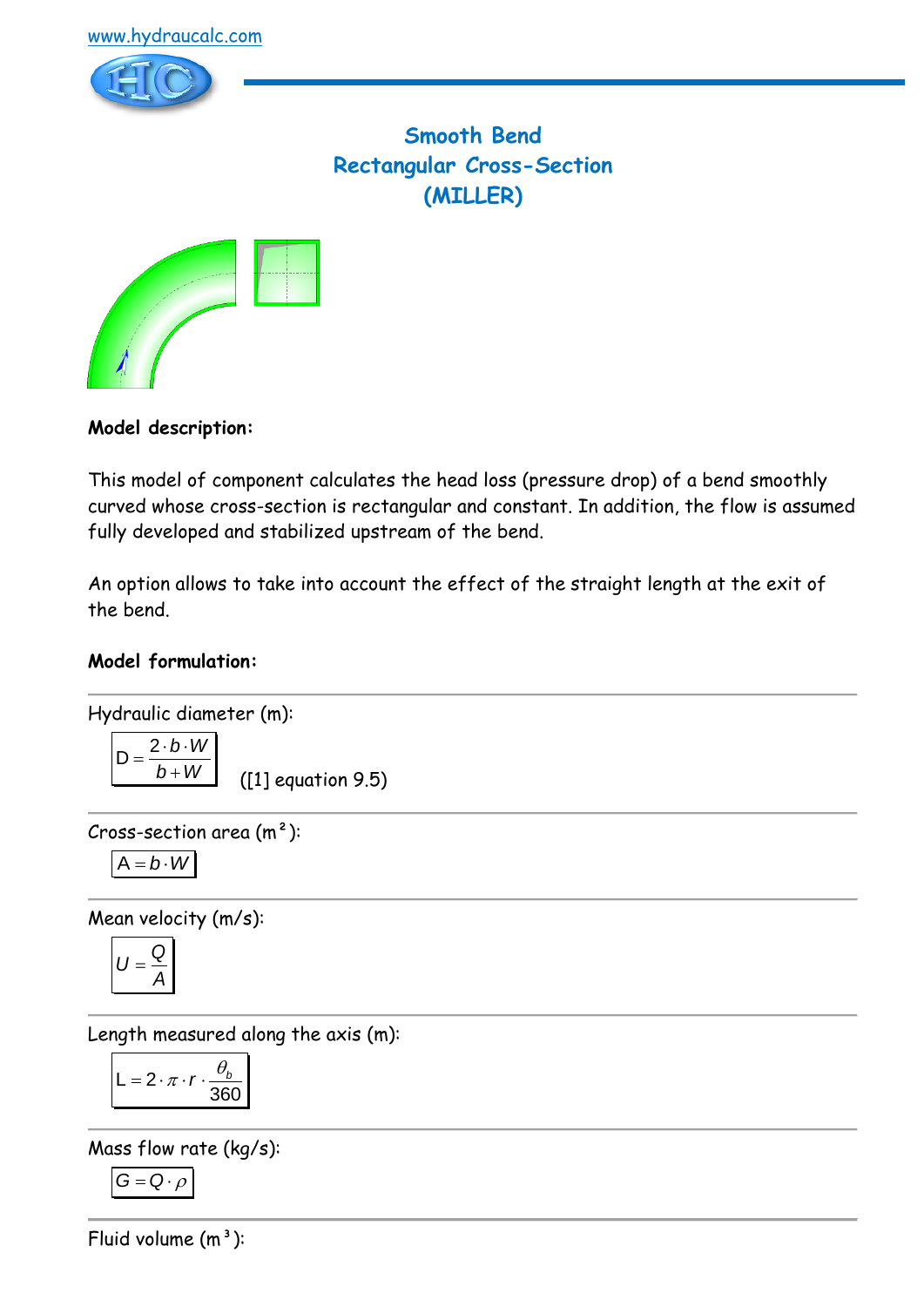www.hydraucalc.com

# Smooth Bend
# Rectangular Cross-Section
# (MILLER)

**Model description:**

This model of component calculates the head loss (pressure drop) of a bend smoothly curved whose cross-section is rectangular and constant. In addition, the flow is assumed fully developed and stabilized upstream of the bend.

An option allows to take into account the effect of the straight length at the exit of the bend.

**Model formulation:**

Hydraulic diameter (m):

$$D = \frac{2 \cdot b \cdot W}{b + W}$$

([1] equation 9.5)

Cross-section area (m²):

$$A = b \cdot W$$

Mean velocity (m/s):

$$U = \frac{Q}{A}$$

Length measured along the axis (m):

$$L = 2 \cdot \pi \cdot r \cdot \frac{\theta_b}{360}$$

Mass flow rate (kg/s):

$$G = Q \cdot \rho$$

Fluid volume (m³):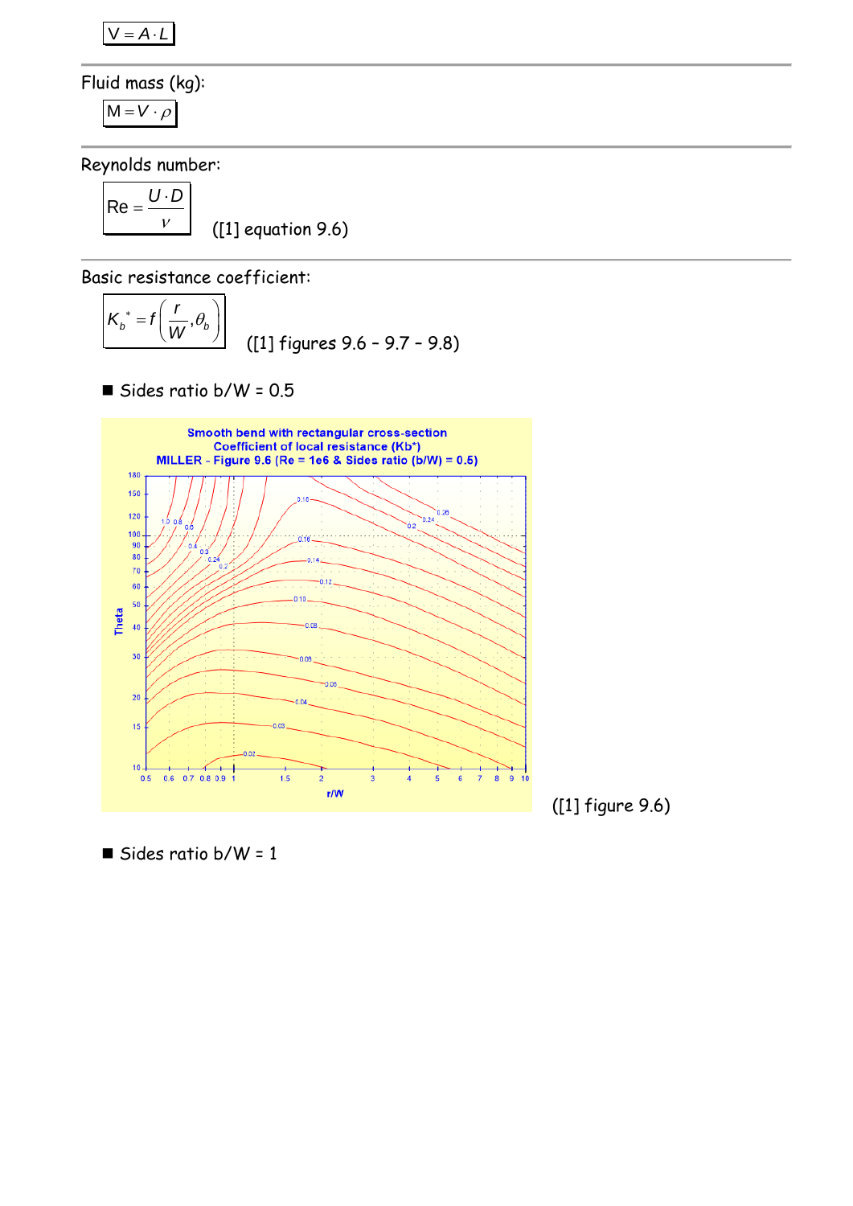$$V = A \cdot L$$

---

Fluid mass (kg):

$$M = V \cdot \rho$$

---

Reynolds number:

$$Re = \frac{U \cdot D}{\nu}$$

([1] equation 9.6)

---

Basic resistance coefficient:

$$K_b^* = f\left(\frac{r}{W}, \theta_b\right)$$

([1] figures 9.6 – 9.7 – 9.8)

- Sides ratio b/W = 0.5

([1] figure 9.6)

- Sides ratio b/W = 1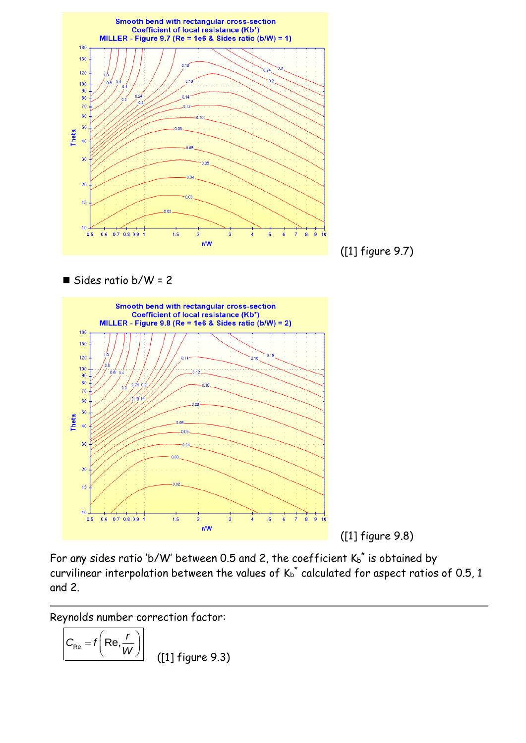([1] figure 9.7)

- Sides ratio b/W = 2

([1] figure 9.8)

For any sides ratio 'b/W' between 0.5 and 2, the coefficient $K_b^*$ is obtained by curvilinear interpolation between the values of $K_b^*$ calculated for aspect ratios of 0.5, 1 and 2.

---

Reynolds number correction factor:

$$C_{Re} = f\left(\mathrm{Re}, \frac{r}{W}\right)$$

([1] figure 9.3)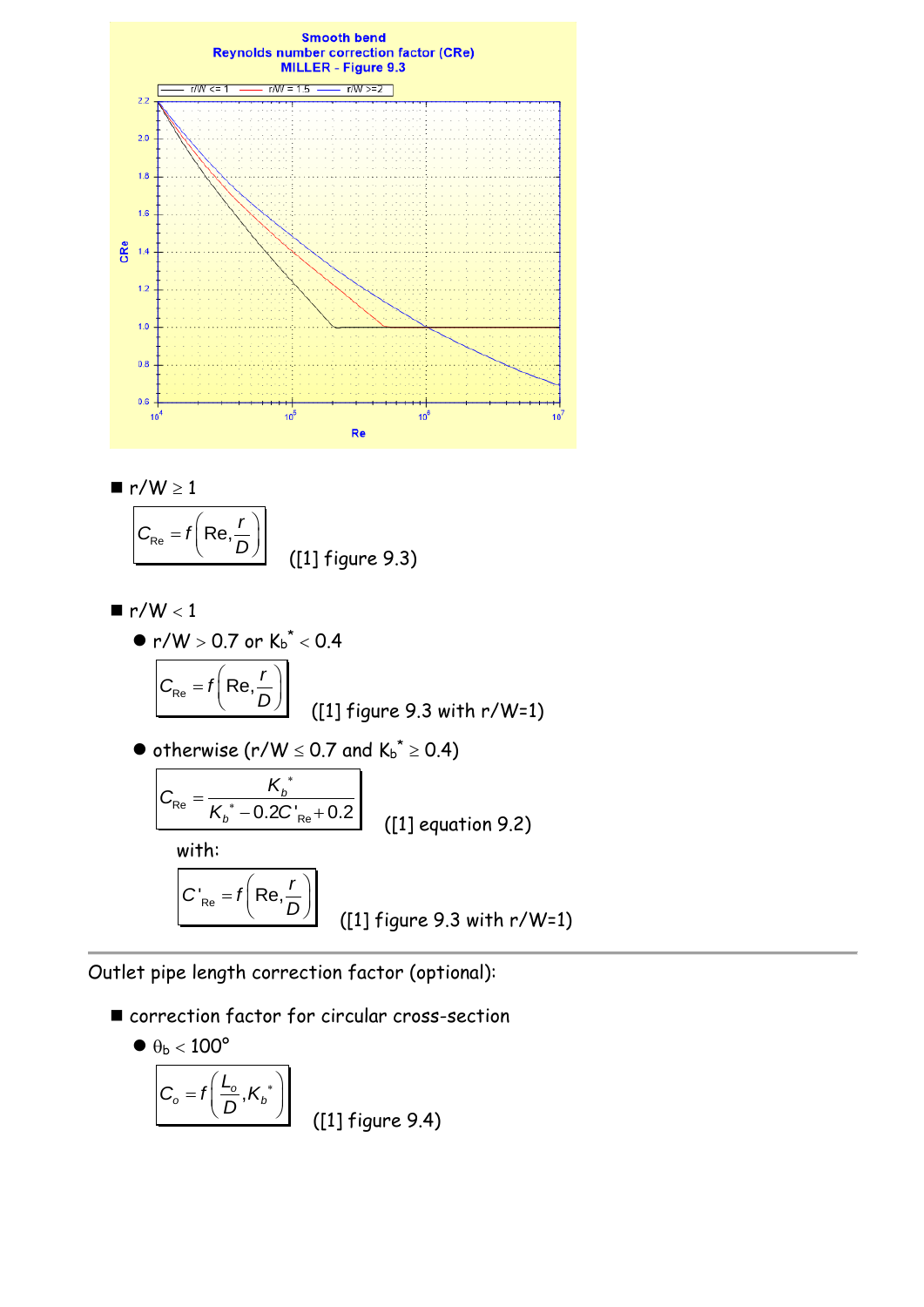Smooth bend
Reynolds number correction factor (CRe)
MILLER - Figure 9.3

■ r/W ≥ 1

$$C_{Re} = f\left(\text{Re}, \frac{r}{D}\right)$$

([1] figure 9.3)

■ r/W < 1

● r/W > 0.7 or $K_b^* < 0.4$

$$C_{Re} = f\left(\text{Re}, \frac{r}{D}\right)$$

([1] figure 9.3 with r/W=1)

● otherwise (r/W ≤ 0.7 and $K_b^* \geq 0.4$)

$$C_{Re} = \frac{K_b^*}{K_b^* - 0.2C'_{Re} + 0.2}$$

([1] equation 9.2)

with:

$$C'_{Re} = f\left(\text{Re}, \frac{r}{D}\right)$$

([1] figure 9.3 with r/W=1)

---

Outlet pipe length correction factor (optional):

■ correction factor for circular cross-section

● $\theta_b < 100°$

$$C_o = f\left(\frac{L_o}{D}, K_b^*\right)$$

([1] figure 9.4)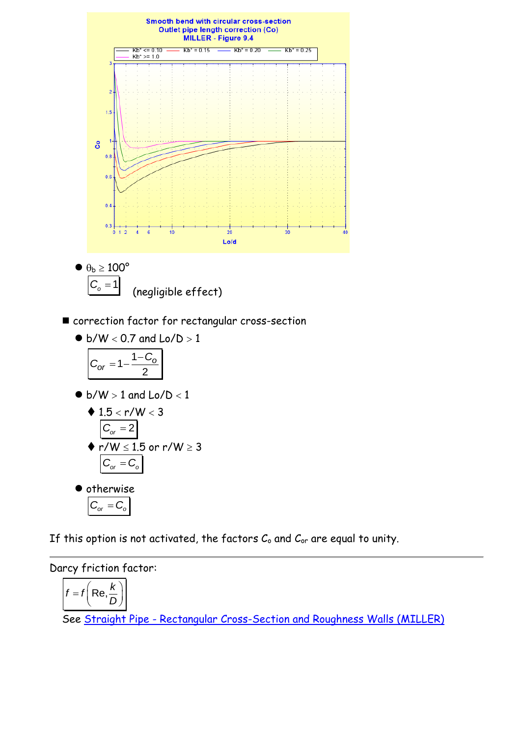- $\theta_b \geq 100°$

  $$C_o = 1$$

  (negligible effect)

■ correction factor for rectangular cross-section

- b/W < 0.7 and Lo/D > 1

  $$C_{or} = 1 - \frac{1 - C_o}{2}$$

- b/W > 1 and Lo/D < 1
  - 1.5 < r/W < 3

    $$C_{or} = 2$$

  - r/W ≤ 1.5 or r/W ≥ 3

    $$C_{or} = C_o$$

- otherwise

  $$C_{or} = C_o$$

If this option is not activated, the factors $C_o$ and $C_{or}$ are equal to unity.

---

Darcy friction factor:

$$f = f\left(\text{Re}, \frac{k}{D}\right)$$

See Straight Pipe - Rectangular Cross-Section and Roughness Walls (MILLER)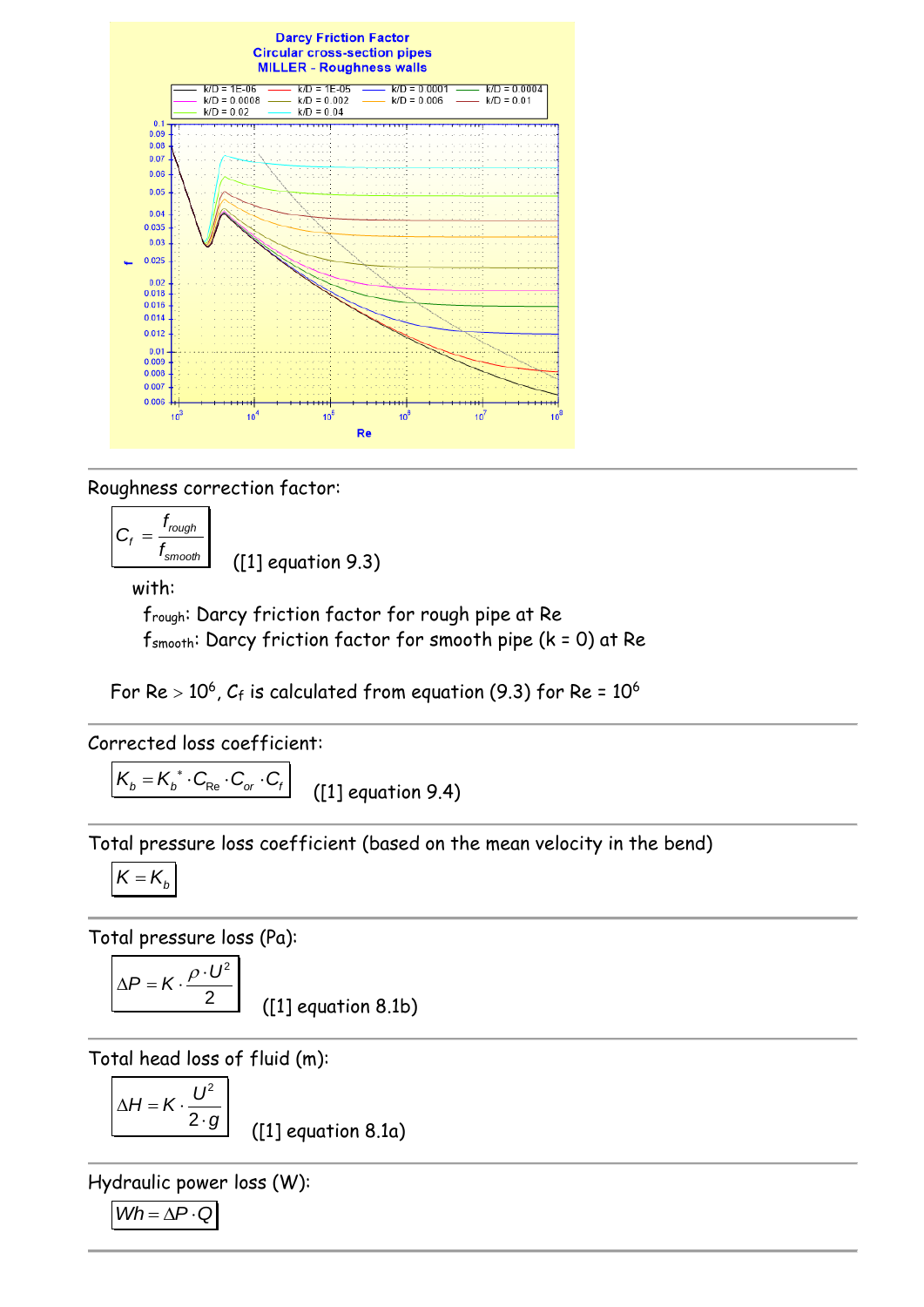Roughness correction factor:

$$C_f = \frac{f_{rough}}{f_{smooth}}$$ ([1] equation 9.3)

with:

$f_{rough}$: Darcy friction factor for rough pipe at Re

$f_{smooth}$: Darcy friction factor for smooth pipe (k = 0) at Re

For Re > $10^6$, $C_f$ is calculated from equation (9.3) for Re = $10^6$

Corrected loss coefficient:

$$K_b = K_b^* \cdot C_{Re} \cdot C_{or} \cdot C_f$$ ([1] equation 9.4)

Total pressure loss coefficient (based on the mean velocity in the bend)

$$K = K_b$$

Total pressure loss (Pa):

$$\Delta P = K \cdot \frac{\rho \cdot U^2}{2}$$ ([1] equation 8.1b)

Total head loss of fluid (m):

$$\Delta H = K \cdot \frac{U^2}{2 \cdot g}$$ ([1] equation 8.1a)

Hydraulic power loss (W):

$$Wh = \Delta P \cdot Q$$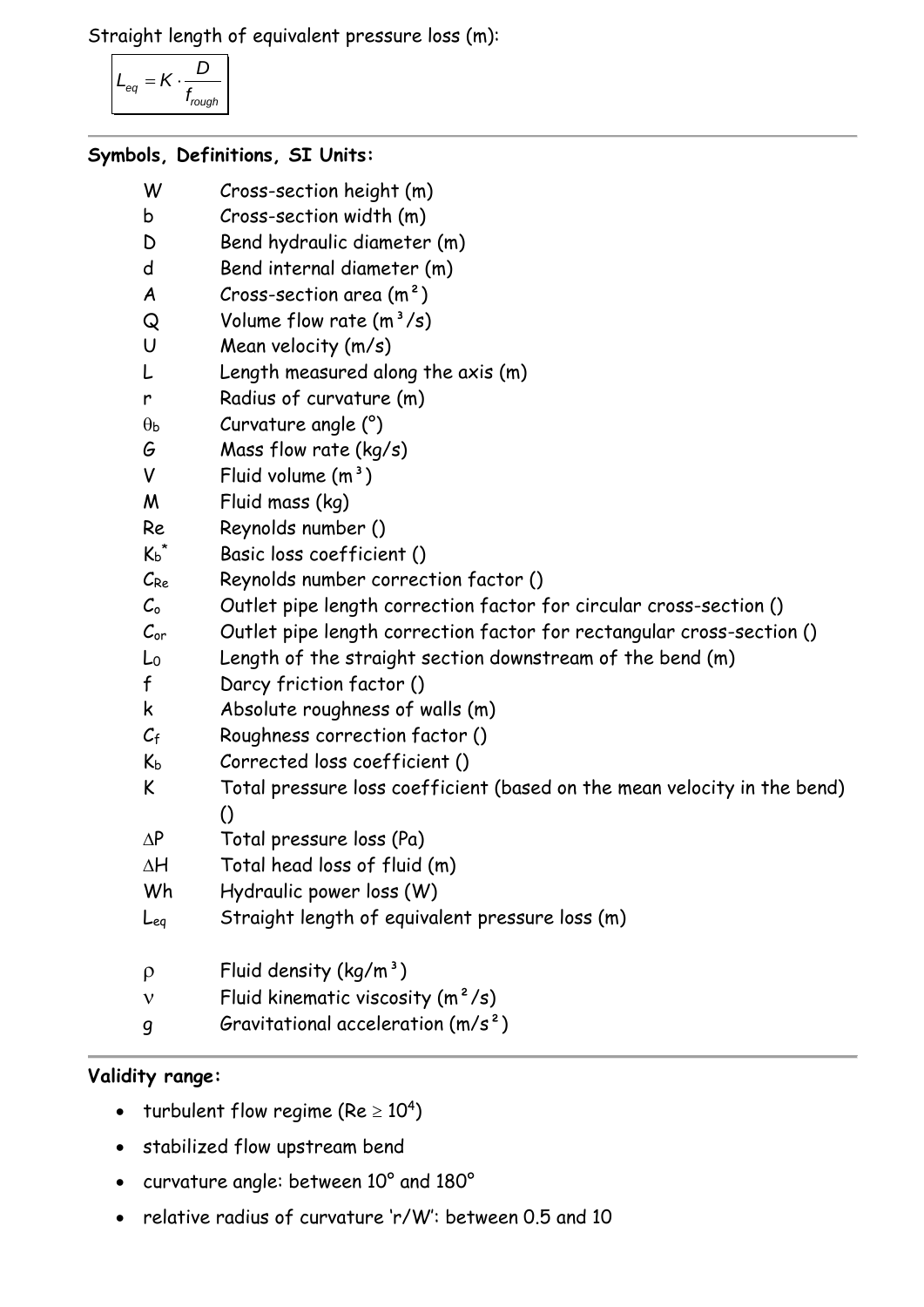Straight length of equivalent pressure loss (m):

$$L_{eq} = K \cdot \frac{D}{f_{rough}}$$

---

**Symbols, Definitions, SI Units:**

| | |
|---|---|
| W | Cross-section height (m) |
| b | Cross-section width (m) |
| D | Bend hydraulic diameter (m) |
| d | Bend internal diameter (m) |
| A | Cross-section area (m²) |
| Q | Volume flow rate (m³/s) |
| U | Mean velocity (m/s) |
| L | Length measured along the axis (m) |
| r | Radius of curvature (m) |
| $\theta_b$ | Curvature angle (°) |
| G | Mass flow rate (kg/s) |
| V | Fluid volume (m³) |
| M | Fluid mass (kg) |
| Re | Reynolds number () |
| $K_b^*$ | Basic loss coefficient () |
| $C_{Re}$ | Reynolds number correction factor () |
| $C_o$ | Outlet pipe length correction factor for circular cross-section () |
| $C_{or}$ | Outlet pipe length correction factor for rectangular cross-section () |
| $L_0$ | Length of the straight section downstream of the bend (m) |
| f | Darcy friction factor () |
| k | Absolute roughness of walls (m) |
| $C_f$ | Roughness correction factor () |
| $K_b$ | Corrected loss coefficient () |
| K | Total pressure loss coefficient (based on the mean velocity in the bend) () |
| $\Delta P$ | Total pressure loss (Pa) |
| $\Delta H$ | Total head loss of fluid (m) |
| Wh | Hydraulic power loss (W) |
| $L_{eq}$ | Straight length of equivalent pressure loss (m) |
| $\rho$ | Fluid density (kg/m³) |
| $\nu$ | Fluid kinematic viscosity (m²/s) |
| g | Gravitational acceleration (m/s²) |

---

**Validity range:**

- turbulent flow regime ($Re \geq 10^4$)
- stabilized flow upstream bend
- curvature angle: between 10° and 180°
- relative radius of curvature 'r/W': between 0.5 and 10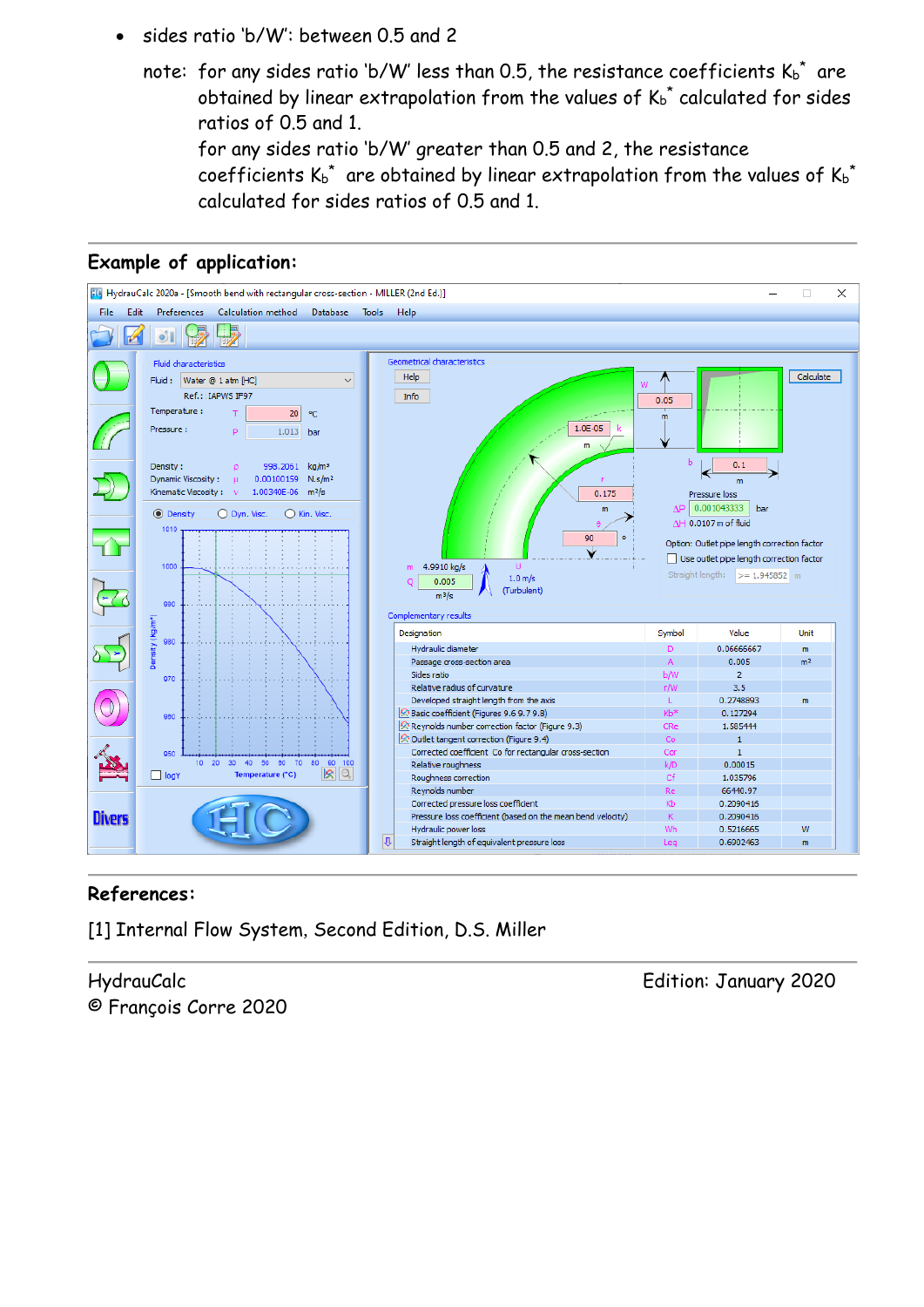- sides ratio 'b/W': between 0.5 and 2

  note: for any sides ratio 'b/W' less than 0.5, the resistance coefficients $K_b^*$ are obtained by linear extrapolation from the values of $K_b^*$ calculated for sides ratios of 0.5 and 1.

  for any sides ratio 'b/W' greater than 0.5 and 2, the resistance coefficients $K_b^*$ are obtained by linear extrapolation from the values of $K_b^*$ calculated for sides ratios of 0.5 and 1.

## Example of application:

HydrauCalc 2020a - [Smooth bend with rectangular cross-section - MILLER (2nd Ed.)]

File Edit Preferences Calculation method Database Tools Help

Fluid characteristics

Fluid : Water @ 1 atm [HC]

Ref.: IAPWS IF97

Temperature : T 20 °C

Pressure : P 1.013 bar

Density : ρ 998.2061 kg/m³

Dynamic Viscosity : μ 0.00100159 N.s/m²

Kinematic Viscosity : ν 1.00340E-06 m²/s

Density Dyn. Visc. Kin. Visc.

Density (kg/m³)

Temperature (°C)

logY

Geometrical characteristics

Help

Info

W 0.05 m

1.0E-05 k m

0.175 r m

90 θ °

b 0.1 m

Calculate

Pressure loss

ΔP 0.001043333 bar

ΔH 0.0107 m of fluid

Option: Outlet pipe length correction factor

Use outlet pipe length correction factor

Straight length: >= 1.945852 m

m 4.9910 kg/s

Q 0.005 m³/s

U 1.0 m/s (Turbulent)

Complementary results

| Designation | Symbol | Value | Unit |
|---|---|---|---|
| Hydraulic diameter | D | 0.06666667 | m |
| Passage cross-section area | A | 0.005 | m² |
| Sides ratio | b/W | 2 | |
| Relative radius of curvature | r/W | 3.5 | |
| Developed straight length from the axis | L | 0.2748893 | m |
| Basic coefficient (Figures 9.6 9.7 9.8) | Kb* | 0.127294 | |
| Reynolds number correction factor (Figure 9.3) | CRe | 1.585444 | |
| Outlet tangent correction (Figure 9.4) | Co | 1 | |
| Corrected coefficient Co for rectangular cross-section | Cor | 1 | |
| Relative roughness | k/D | 0.00015 | |
| Roughness correction | Cf | 1.035796 | |
| Reynolds number | Re | 66440.97 | |
| Corrected pressure loss coefficient | Kb | 0.2090416 | |
| Pressure loss coefficient (based on the mean bend velocity) | K | 0.2090416 | |
| Hydraulic power loss | Wh | 0.5216665 | W |
| Straight length of equivalent pressure loss | Leq | 0.6902463 | m |

## References:

[1] Internal Flow System, Second Edition, D.S. Miller

HydrauCalc

© François Corre 2020

Edition: January 2020